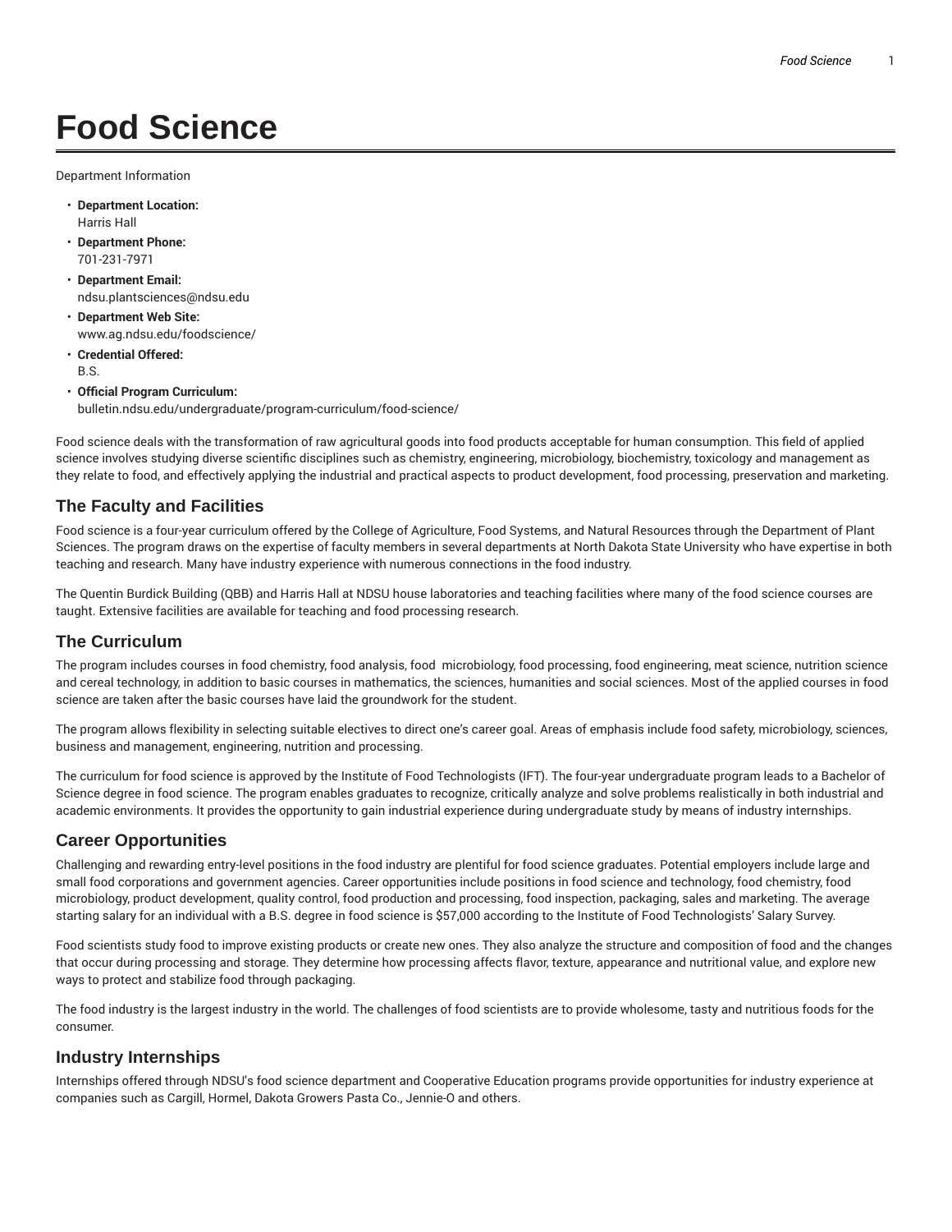# Food Science

Department Information

- **Department Location:**
  Harris Hall
- **Department Phone:**
  701-231-7971
- **Department Email:**
  ndsu.plantsciences@ndsu.edu
- **Department Web Site:**
  www.ag.ndsu.edu/foodscience/
- **Credential Offered:**
  B.S.
- **Official Program Curriculum:**
  bulletin.ndsu.edu/undergraduate/program-curriculum/food-science/

Food science deals with the transformation of raw agricultural goods into food products acceptable for human consumption. This field of applied science involves studying diverse scientific disciplines such as chemistry, engineering, microbiology, biochemistry, toxicology and management as they relate to food, and effectively applying the industrial and practical aspects to product development, food processing, preservation and marketing.

## The Faculty and Facilities

Food science is a four-year curriculum offered by the College of Agriculture, Food Systems, and Natural Resources through the Department of Plant Sciences. The program draws on the expertise of faculty members in several departments at North Dakota State University who have expertise in both teaching and research. Many have industry experience with numerous connections in the food industry.

The Quentin Burdick Building (QBB) and Harris Hall at NDSU house laboratories and teaching facilities where many of the food science courses are taught. Extensive facilities are available for teaching and food processing research.

## The Curriculum

The program includes courses in food chemistry, food analysis, food microbiology, food processing, food engineering, meat science, nutrition science and cereal technology, in addition to basic courses in mathematics, the sciences, humanities and social sciences. Most of the applied courses in food science are taken after the basic courses have laid the groundwork for the student.

The program allows flexibility in selecting suitable electives to direct one's career goal. Areas of emphasis include food safety, microbiology, sciences, business and management, engineering, nutrition and processing.

The curriculum for food science is approved by the Institute of Food Technologists (IFT). The four-year undergraduate program leads to a Bachelor of Science degree in food science. The program enables graduates to recognize, critically analyze and solve problems realistically in both industrial and academic environments. It provides the opportunity to gain industrial experience during undergraduate study by means of industry internships.

## Career Opportunities

Challenging and rewarding entry-level positions in the food industry are plentiful for food science graduates. Potential employers include large and small food corporations and government agencies. Career opportunities include positions in food science and technology, food chemistry, food microbiology, product development, quality control, food production and processing, food inspection, packaging, sales and marketing. The average starting salary for an individual with a B.S. degree in food science is $57,000 according to the Institute of Food Technologists' Salary Survey.

Food scientists study food to improve existing products or create new ones. They also analyze the structure and composition of food and the changes that occur during processing and storage. They determine how processing affects flavor, texture, appearance and nutritional value, and explore new ways to protect and stabilize food through packaging.

The food industry is the largest industry in the world. The challenges of food scientists are to provide wholesome, tasty and nutritious foods for the consumer.

## Industry Internships

Internships offered through NDSU's food science department and Cooperative Education programs provide opportunities for industry experience at companies such as Cargill, Hormel, Dakota Growers Pasta Co., Jennie-O and others.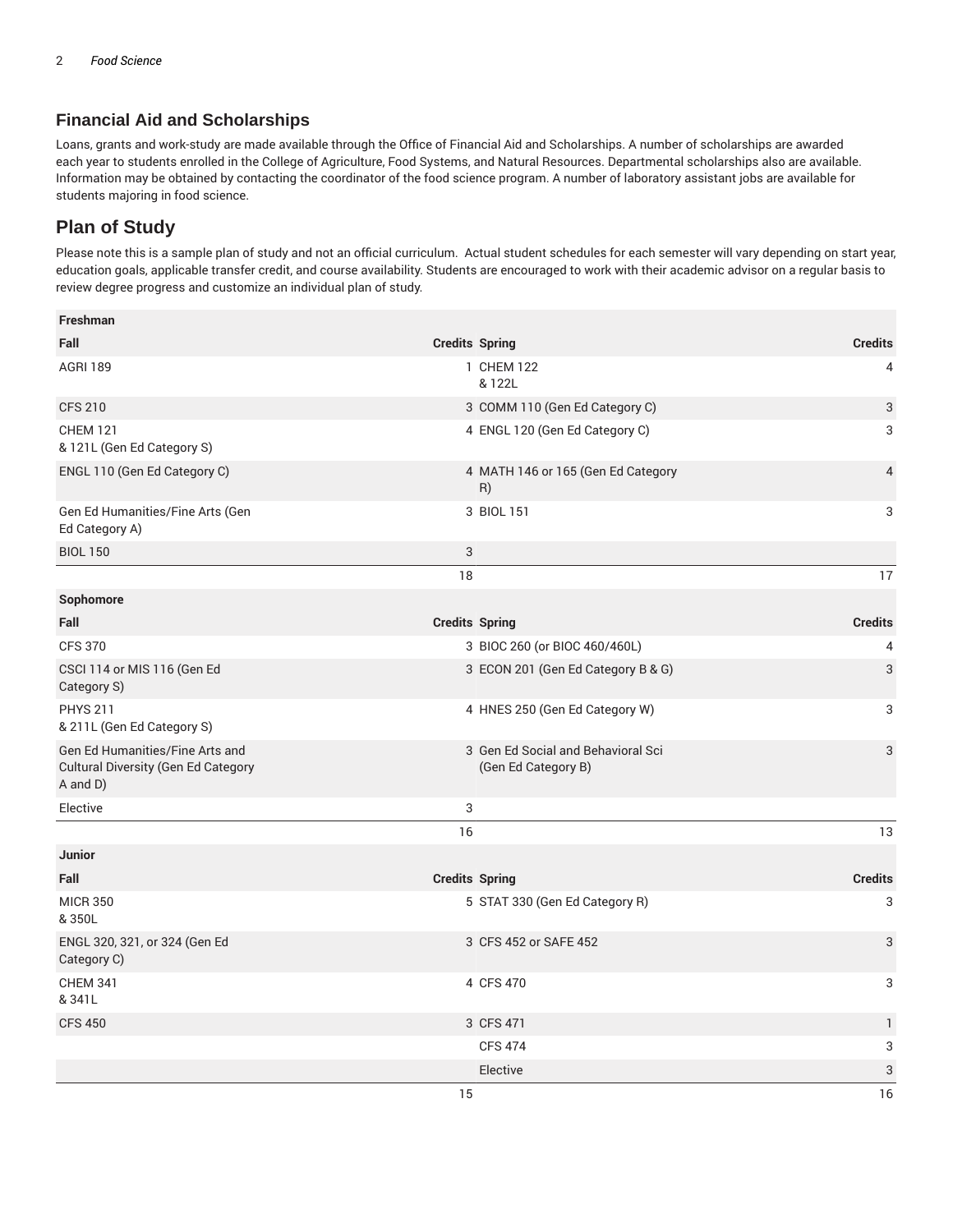## Financial Aid and Scholarships

Loans, grants and work-study are made available through the Office of Financial Aid and Scholarships. A number of scholarships are awarded each year to students enrolled in the College of Agriculture, Food Systems, and Natural Resources. Departmental scholarships also are available. Information may be obtained by contacting the coordinator of the food science program. A number of laboratory assistant jobs are available for students majoring in food science.

## Plan of Study

Please note this is a sample plan of study and not an official curriculum. Actual student schedules for each semester will vary depending on start year, education goals, applicable transfer credit, and course availability. Students are encouraged to work with their academic advisor on a regular basis to review degree progress and customize an individual plan of study.

| Freshman | | | |
|---|---|---|---|
| **Fall** | **Credits** | **Spring** | **Credits** |
| AGRI 189 | 1 | CHEM 122 & 122L | 4 |
| CFS 210 | 3 | COMM 110 (Gen Ed Category C) | 3 |
| CHEM 121 & 121L (Gen Ed Category S) | 4 | ENGL 120 (Gen Ed Category C) | 3 |
| ENGL 110 (Gen Ed Category C) | 4 | MATH 146 or 165 (Gen Ed Category R) | 4 |
| Gen Ed Humanities/Fine Arts (Gen Ed Category A) | 3 | BIOL 151 | 3 |
| BIOL 150 | 3 | | |
| | 18 | | 17 |
| **Sophomore** | | | |
| **Fall** | **Credits** | **Spring** | **Credits** |
| CFS 370 | 3 | BIOC 260 (or BIOC 460/460L) | 4 |
| CSCI 114 or MIS 116 (Gen Ed Category S) | 3 | ECON 201 (Gen Ed Category B & G) | 3 |
| PHYS 211 & 211L (Gen Ed Category S) | 4 | HNES 250 (Gen Ed Category W) | 3 |
| Gen Ed Humanities/Fine Arts and Cultural Diversity (Gen Ed Category A and D) | 3 | Gen Ed Social and Behavioral Sci (Gen Ed Category B) | 3 |
| Elective | 3 | | |
| | 16 | | 13 |
| **Junior** | | | |
| **Fall** | **Credits** | **Spring** | **Credits** |
| MICR 350 & 350L | 5 | STAT 330 (Gen Ed Category R) | 3 |
| ENGL 320, 321, or 324 (Gen Ed Category C) | 3 | CFS 452 or SAFE 452 | 3 |
| CHEM 341 & 341L | 4 | CFS 470 | 3 |
| CFS 450 | 3 | CFS 471 | 1 |
| | | CFS 474 | 3 |
| | | Elective | 3 |
| | 15 | | 16 |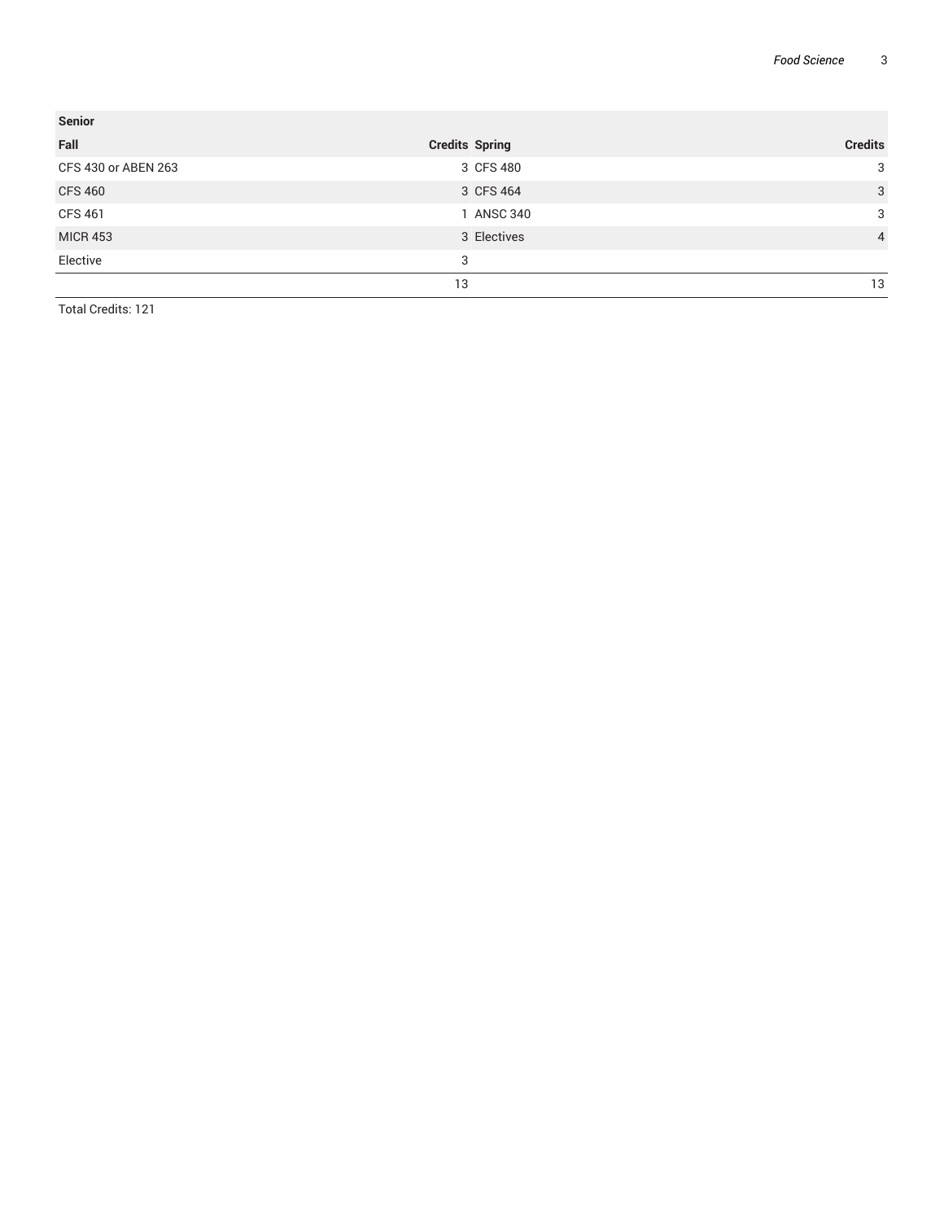| Senior | | | |
|---|---|---|---|
| **Fall** | **Credits** | **Spring** | **Credits** |
| CFS 430 or ABEN 263 | 3 | CFS 480 | 3 |
| CFS 460 | 3 | CFS 464 | 3 |
| CFS 461 | 1 | ANSC 340 | 3 |
| MICR 453 | 3 | Electives | 4 |
| Elective | 3 | | |
| | 13 | | 13 |

Total Credits: 121